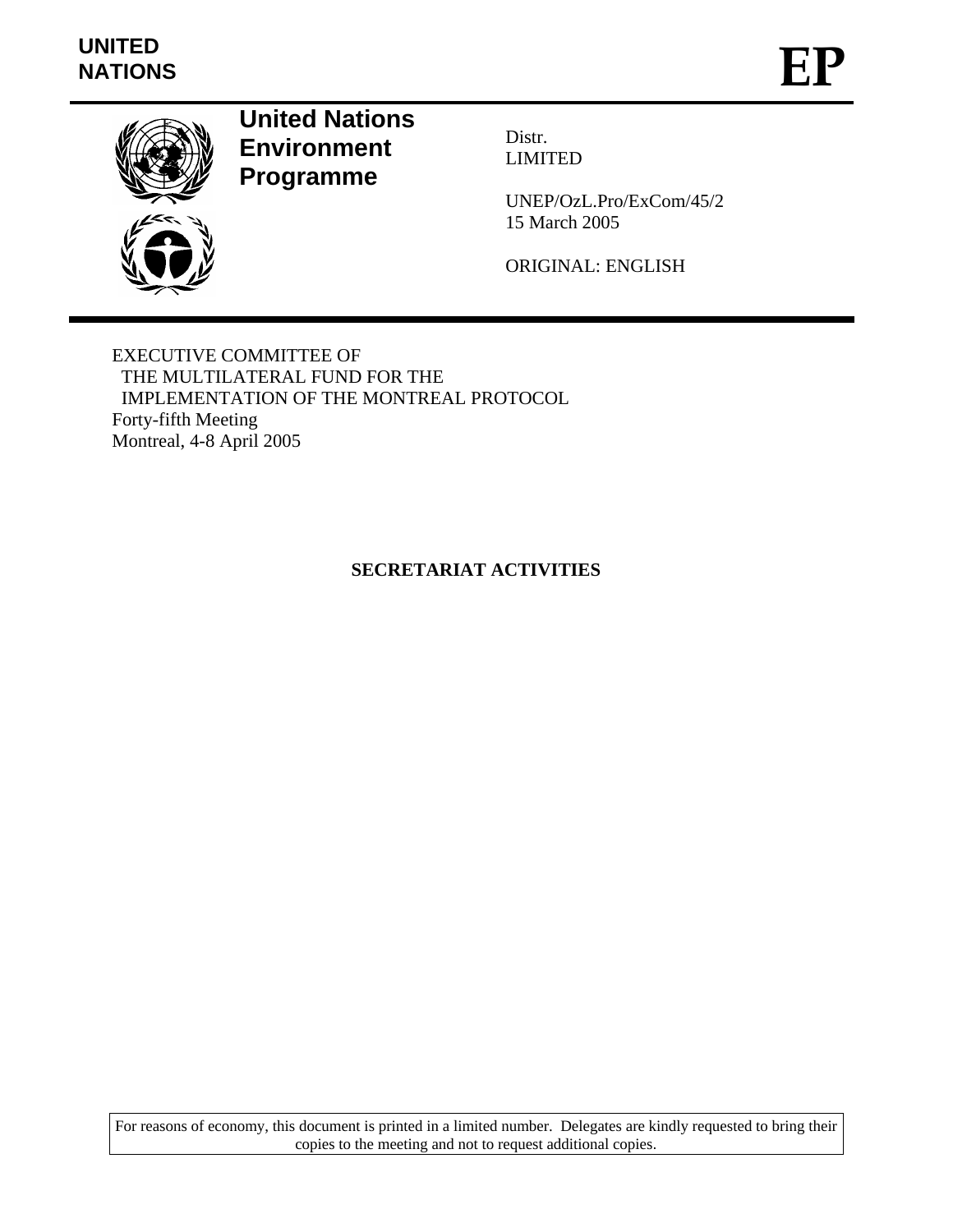UNITED NATIONS

# EP

**United Nations Environment Programme**

Distr.
LIMITED

UNEP/OzL.Pro/ExCom/45/2
15 March 2005

ORIGINAL: ENGLISH

EXECUTIVE COMMITTEE OF
THE MULTILATERAL FUND FOR THE
IMPLEMENTATION OF THE MONTREAL PROTOCOL
Forty-fifth Meeting
Montreal, 4-8 April 2005

## SECRETARIAT ACTIVITIES

For reasons of economy, this document is printed in a limited number. Delegates are kindly requested to bring their copies to the meeting and not to request additional copies.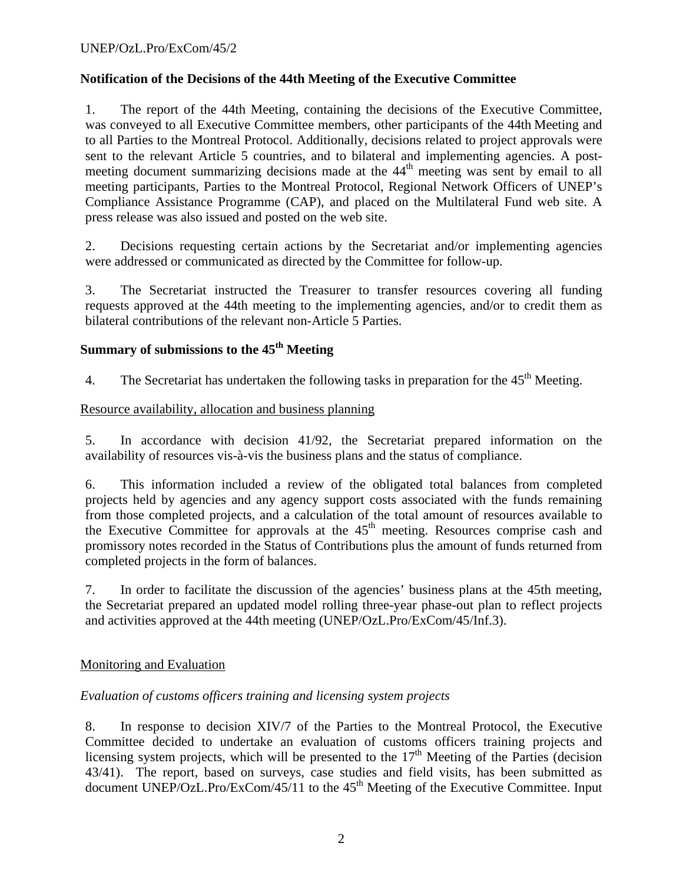**Notification of the Decisions of the 44th Meeting of the Executive Committee**

1. The report of the 44th Meeting, containing the decisions of the Executive Committee, was conveyed to all Executive Committee members, other participants of the 44th Meeting and to all Parties to the Montreal Protocol. Additionally, decisions related to project approvals were sent to the relevant Article 5 countries, and to bilateral and implementing agencies. A post-meeting document summarizing decisions made at the 44th meeting was sent by email to all meeting participants, Parties to the Montreal Protocol, Regional Network Officers of UNEP's Compliance Assistance Programme (CAP), and placed on the Multilateral Fund web site. A press release was also issued and posted on the web site.

2. Decisions requesting certain actions by the Secretariat and/or implementing agencies were addressed or communicated as directed by the Committee for follow-up.

3. The Secretariat instructed the Treasurer to transfer resources covering all funding requests approved at the 44th meeting to the implementing agencies, and/or to credit them as bilateral contributions of the relevant non-Article 5 Parties.

## Summary of submissions to the 45th Meeting

4. The Secretariat has undertaken the following tasks in preparation for the 45th Meeting.

Resource availability, allocation and business planning

5. In accordance with decision 41/92, the Secretariat prepared information on the availability of resources vis-à-vis the business plans and the status of compliance.

6. This information included a review of the obligated total balances from completed projects held by agencies and any agency support costs associated with the funds remaining from those completed projects, and a calculation of the total amount of resources available to the Executive Committee for approvals at the 45th meeting. Resources comprise cash and promissory notes recorded in the Status of Contributions plus the amount of funds returned from completed projects in the form of balances.

7. In order to facilitate the discussion of the agencies' business plans at the 45th meeting, the Secretariat prepared an updated model rolling three-year phase-out plan to reflect projects and activities approved at the 44th meeting (UNEP/OzL.Pro/ExCom/45/Inf.3).

Monitoring and Evaluation

*Evaluation of customs officers training and licensing system projects*

8. In response to decision XIV/7 of the Parties to the Montreal Protocol, the Executive Committee decided to undertake an evaluation of customs officers training projects and licensing system projects, which will be presented to the 17th Meeting of the Parties (decision 43/41). The report, based on surveys, case studies and field visits, has been submitted as document UNEP/OzL.Pro/ExCom/45/11 to the 45th Meeting of the Executive Committee. Input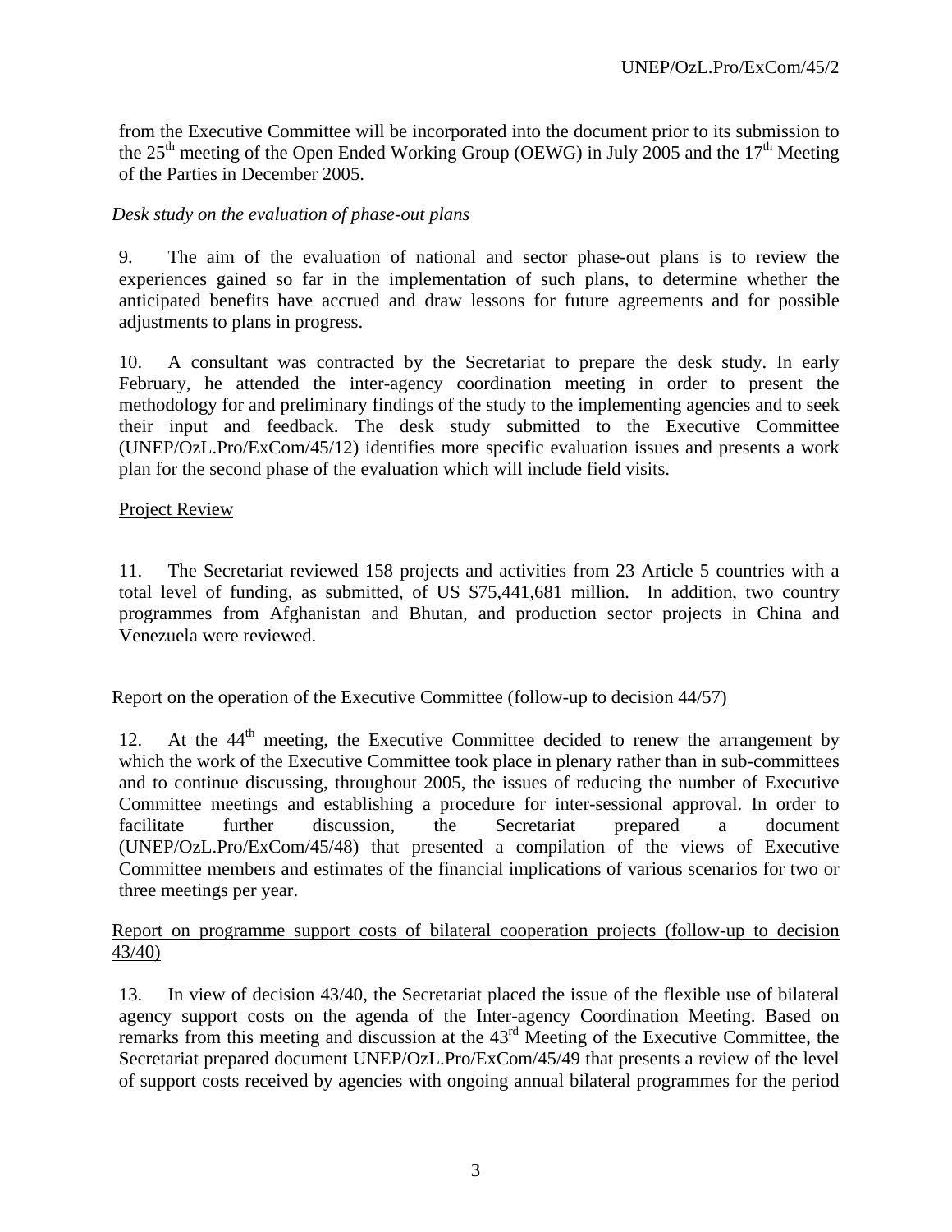from the Executive Committee will be incorporated into the document prior to its submission to the 25th meeting of the Open Ended Working Group (OEWG) in July 2005 and the 17th Meeting of the Parties in December 2005.

*Desk study on the evaluation of phase-out plans*

9. The aim of the evaluation of national and sector phase-out plans is to review the experiences gained so far in the implementation of such plans, to determine whether the anticipated benefits have accrued and draw lessons for future agreements and for possible adjustments to plans in progress.

10. A consultant was contracted by the Secretariat to prepare the desk study. In early February, he attended the inter-agency coordination meeting in order to present the methodology for and preliminary findings of the study to the implementing agencies and to seek their input and feedback. The desk study submitted to the Executive Committee (UNEP/OzL.Pro/ExCom/45/12) identifies more specific evaluation issues and presents a work plan for the second phase of the evaluation which will include field visits.

<u>Project Review</u>

11. The Secretariat reviewed 158 projects and activities from 23 Article 5 countries with a total level of funding, as submitted, of US $75,441,681 million. In addition, two country programmes from Afghanistan and Bhutan, and production sector projects in China and Venezuela were reviewed.

<u>Report on the operation of the Executive Committee (follow-up to decision 44/57)</u>

12. At the 44th meeting, the Executive Committee decided to renew the arrangement by which the work of the Executive Committee took place in plenary rather than in sub-committees and to continue discussing, throughout 2005, the issues of reducing the number of Executive Committee meetings and establishing a procedure for inter-sessional approval. In order to facilitate further discussion, the Secretariat prepared a document (UNEP/OzL.Pro/ExCom/45/48) that presented a compilation of the views of Executive Committee members and estimates of the financial implications of various scenarios for two or three meetings per year.

<u>Report on programme support costs of bilateral cooperation projects (follow-up to decision 43/40)</u>

13. In view of decision 43/40, the Secretariat placed the issue of the flexible use of bilateral agency support costs on the agenda of the Inter-agency Coordination Meeting. Based on remarks from this meeting and discussion at the 43rd Meeting of the Executive Committee, the Secretariat prepared document UNEP/OzL.Pro/ExCom/45/49 that presents a review of the level of support costs received by agencies with ongoing annual bilateral programmes for the period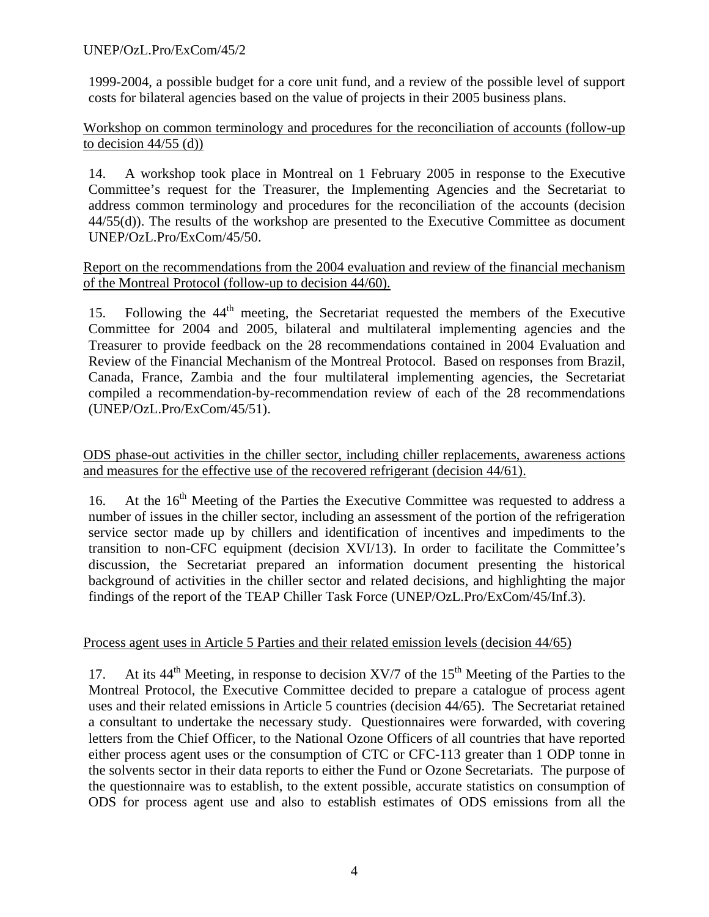1999-2004, a possible budget for a core unit fund, and a review of the possible level of support costs for bilateral agencies based on the value of projects in their 2005 business plans.

Workshop on common terminology and procedures for the reconciliation of accounts (follow-up to decision 44/55 (d))

14. A workshop took place in Montreal on 1 February 2005 in response to the Executive Committee's request for the Treasurer, the Implementing Agencies and the Secretariat to address common terminology and procedures for the reconciliation of the accounts (decision 44/55(d)). The results of the workshop are presented to the Executive Committee as document UNEP/OzL.Pro/ExCom/45/50.

Report on the recommendations from the 2004 evaluation and review of the financial mechanism of the Montreal Protocol (follow-up to decision 44/60).

15. Following the 44th meeting, the Secretariat requested the members of the Executive Committee for 2004 and 2005, bilateral and multilateral implementing agencies and the Treasurer to provide feedback on the 28 recommendations contained in 2004 Evaluation and Review of the Financial Mechanism of the Montreal Protocol. Based on responses from Brazil, Canada, France, Zambia and the four multilateral implementing agencies, the Secretariat compiled a recommendation-by-recommendation review of each of the 28 recommendations (UNEP/OzL.Pro/ExCom/45/51).

ODS phase-out activities in the chiller sector, including chiller replacements, awareness actions and measures for the effective use of the recovered refrigerant (decision 44/61).

16. At the 16th Meeting of the Parties the Executive Committee was requested to address a number of issues in the chiller sector, including an assessment of the portion of the refrigeration service sector made up by chillers and identification of incentives and impediments to the transition to non-CFC equipment (decision XVI/13). In order to facilitate the Committee's discussion, the Secretariat prepared an information document presenting the historical background of activities in the chiller sector and related decisions, and highlighting the major findings of the report of the TEAP Chiller Task Force (UNEP/OzL.Pro/ExCom/45/Inf.3).

Process agent uses in Article 5 Parties and their related emission levels (decision 44/65)

17. At its 44th Meeting, in response to decision XV/7 of the 15th Meeting of the Parties to the Montreal Protocol, the Executive Committee decided to prepare a catalogue of process agent uses and their related emissions in Article 5 countries (decision 44/65). The Secretariat retained a consultant to undertake the necessary study. Questionnaires were forwarded, with covering letters from the Chief Officer, to the National Ozone Officers of all countries that have reported either process agent uses or the consumption of CTC or CFC-113 greater than 1 ODP tonne in the solvents sector in their data reports to either the Fund or Ozone Secretariats. The purpose of the questionnaire was to establish, to the extent possible, accurate statistics on consumption of ODS for process agent use and also to establish estimates of ODS emissions from all the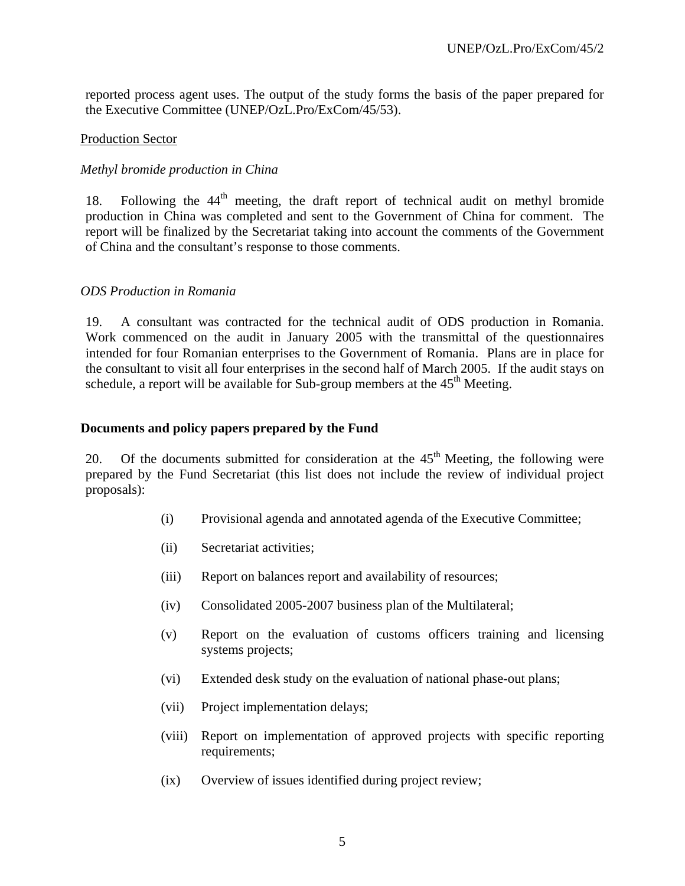reported process agent uses. The output of the study forms the basis of the paper prepared for the Executive Committee (UNEP/OzL.Pro/ExCom/45/53).

Production Sector

*Methyl bromide production in China*

18. Following the 44th meeting, the draft report of technical audit on methyl bromide production in China was completed and sent to the Government of China for comment. The report will be finalized by the Secretariat taking into account the comments of the Government of China and the consultant's response to those comments.

*ODS Production in Romania*

19. A consultant was contracted for the technical audit of ODS production in Romania. Work commenced on the audit in January 2005 with the transmittal of the questionnaires intended for four Romanian enterprises to the Government of Romania. Plans are in place for the consultant to visit all four enterprises in the second half of March 2005. If the audit stays on schedule, a report will be available for Sub-group members at the 45th Meeting.

**Documents and policy papers prepared by the Fund**

20. Of the documents submitted for consideration at the 45th Meeting, the following were prepared by the Fund Secretariat (this list does not include the review of individual project proposals):

(i) Provisional agenda and annotated agenda of the Executive Committee;

(ii) Secretariat activities;

(iii) Report on balances report and availability of resources;

(iv) Consolidated 2005-2007 business plan of the Multilateral;

(v) Report on the evaluation of customs officers training and licensing systems projects;

(vi) Extended desk study on the evaluation of national phase-out plans;

(vii) Project implementation delays;

(viii) Report on implementation of approved projects with specific reporting requirements;

(ix) Overview of issues identified during project review;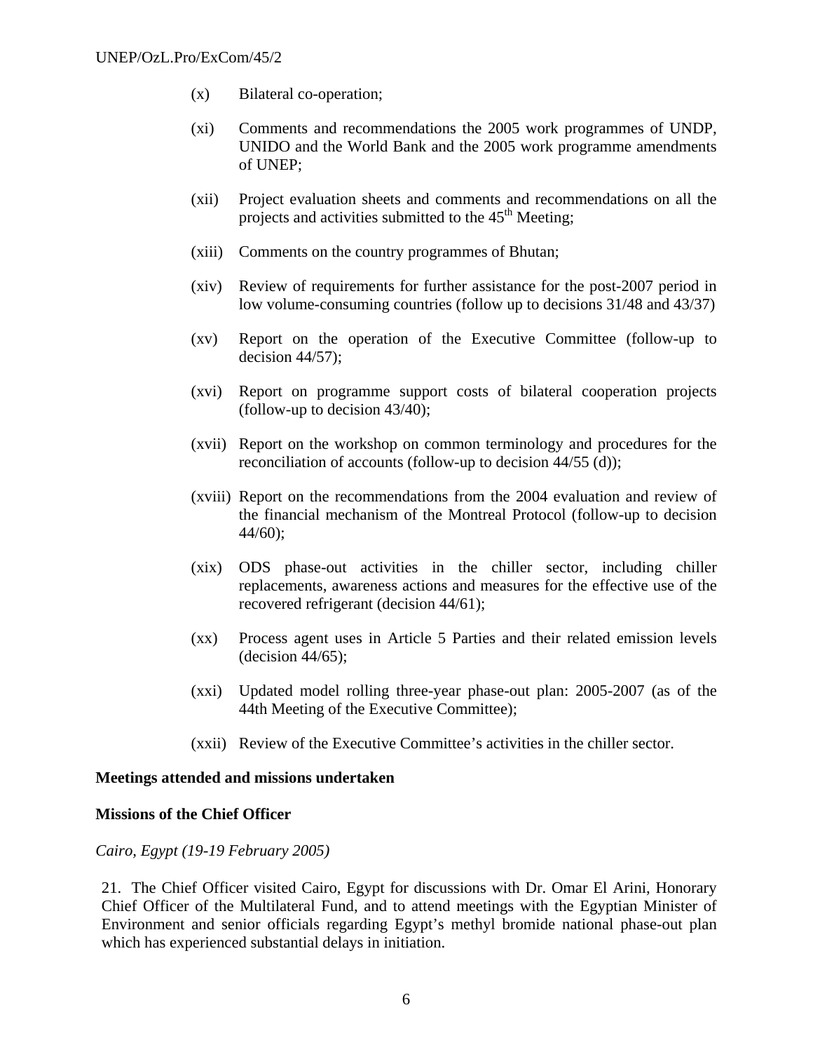(x) Bilateral co-operation;

(xi) Comments and recommendations the 2005 work programmes of UNDP, UNIDO and the World Bank and the 2005 work programme amendments of UNEP;

(xii) Project evaluation sheets and comments and recommendations on all the projects and activities submitted to the 45th Meeting;

(xiii) Comments on the country programmes of Bhutan;

(xiv) Review of requirements for further assistance for the post-2007 period in low volume-consuming countries (follow up to decisions 31/48 and 43/37)

(xv) Report on the operation of the Executive Committee (follow-up to decision 44/57);

(xvi) Report on programme support costs of bilateral cooperation projects (follow-up to decision 43/40);

(xvii) Report on the workshop on common terminology and procedures for the reconciliation of accounts (follow-up to decision 44/55 (d));

(xviii) Report on the recommendations from the 2004 evaluation and review of the financial mechanism of the Montreal Protocol (follow-up to decision 44/60);

(xix) ODS phase-out activities in the chiller sector, including chiller replacements, awareness actions and measures for the effective use of the recovered refrigerant (decision 44/61);

(xx) Process agent uses in Article 5 Parties and their related emission levels (decision 44/65);

(xxi) Updated model rolling three-year phase-out plan: 2005-2007 (as of the 44th Meeting of the Executive Committee);

(xxii) Review of the Executive Committee's activities in the chiller sector.

**Meetings attended and missions undertaken**

**Missions of the Chief Officer**

*Cairo, Egypt (19-19 February 2005)*

21. The Chief Officer visited Cairo, Egypt for discussions with Dr. Omar El Arini, Honorary Chief Officer of the Multilateral Fund, and to attend meetings with the Egyptian Minister of Environment and senior officials regarding Egypt's methyl bromide national phase-out plan which has experienced substantial delays in initiation.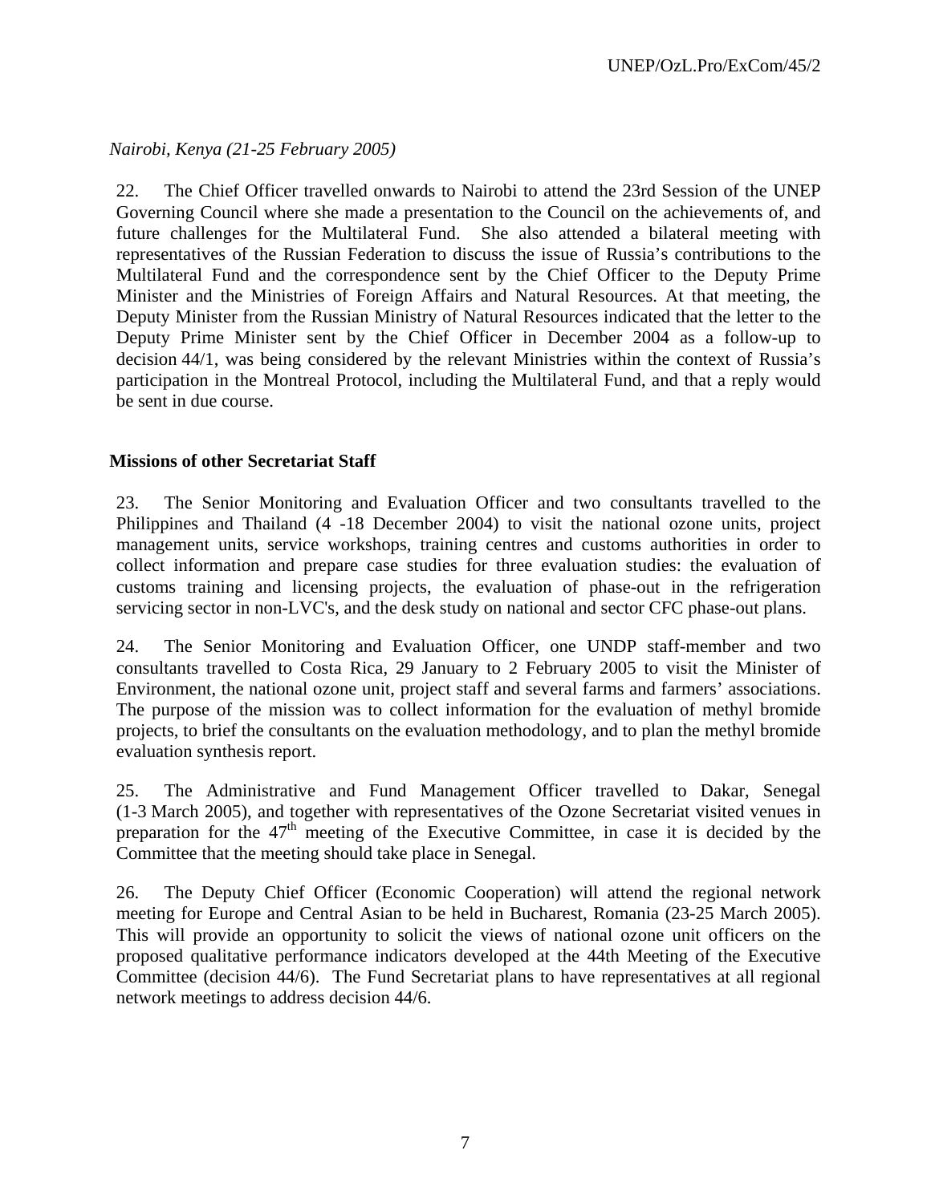*Nairobi, Kenya (21-25 February 2005)*

22. The Chief Officer travelled onwards to Nairobi to attend the 23rd Session of the UNEP Governing Council where she made a presentation to the Council on the achievements of, and future challenges for the Multilateral Fund. She also attended a bilateral meeting with representatives of the Russian Federation to discuss the issue of Russia's contributions to the Multilateral Fund and the correspondence sent by the Chief Officer to the Deputy Prime Minister and the Ministries of Foreign Affairs and Natural Resources. At that meeting, the Deputy Minister from the Russian Ministry of Natural Resources indicated that the letter to the Deputy Prime Minister sent by the Chief Officer in December 2004 as a follow-up to decision 44/1, was being considered by the relevant Ministries within the context of Russia's participation in the Montreal Protocol, including the Multilateral Fund, and that a reply would be sent in due course.

**Missions of other Secretariat Staff**

23. The Senior Monitoring and Evaluation Officer and two consultants travelled to the Philippines and Thailand (4 -18 December 2004) to visit the national ozone units, project management units, service workshops, training centres and customs authorities in order to collect information and prepare case studies for three evaluation studies: the evaluation of customs training and licensing projects, the evaluation of phase-out in the refrigeration servicing sector in non-LVC's, and the desk study on national and sector CFC phase-out plans.

24. The Senior Monitoring and Evaluation Officer, one UNDP staff-member and two consultants travelled to Costa Rica, 29 January to 2 February 2005 to visit the Minister of Environment, the national ozone unit, project staff and several farms and farmers' associations. The purpose of the mission was to collect information for the evaluation of methyl bromide projects, to brief the consultants on the evaluation methodology, and to plan the methyl bromide evaluation synthesis report.

25. The Administrative and Fund Management Officer travelled to Dakar, Senegal (1-3 March 2005), and together with representatives of the Ozone Secretariat visited venues in preparation for the 47th meeting of the Executive Committee, in case it is decided by the Committee that the meeting should take place in Senegal.

26. The Deputy Chief Officer (Economic Cooperation) will attend the regional network meeting for Europe and Central Asian to be held in Bucharest, Romania (23-25 March 2005). This will provide an opportunity to solicit the views of national ozone unit officers on the proposed qualitative performance indicators developed at the 44th Meeting of the Executive Committee (decision 44/6). The Fund Secretariat plans to have representatives at all regional network meetings to address decision 44/6.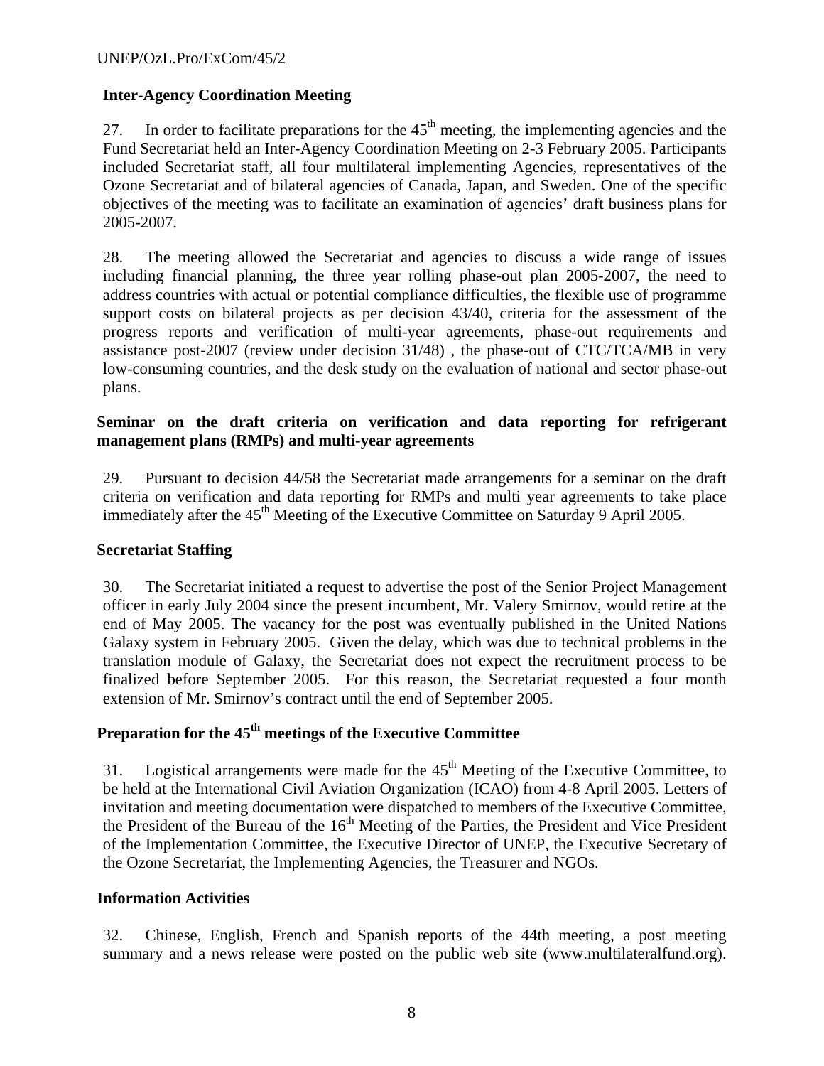### Inter-Agency Coordination Meeting

27. In order to facilitate preparations for the 45th meeting, the implementing agencies and the Fund Secretariat held an Inter-Agency Coordination Meeting on 2-3 February 2005. Participants included Secretariat staff, all four multilateral implementing Agencies, representatives of the Ozone Secretariat and of bilateral agencies of Canada, Japan, and Sweden. One of the specific objectives of the meeting was to facilitate an examination of agencies' draft business plans for 2005-2007.

28. The meeting allowed the Secretariat and agencies to discuss a wide range of issues including financial planning, the three year rolling phase-out plan 2005-2007, the need to address countries with actual or potential compliance difficulties, the flexible use of programme support costs on bilateral projects as per decision 43/40, criteria for the assessment of the progress reports and verification of multi-year agreements, phase-out requirements and assistance post-2007 (review under decision 31/48) , the phase-out of CTC/TCA/MB in very low-consuming countries, and the desk study on the evaluation of national and sector phase-out plans.

### Seminar on the draft criteria on verification and data reporting for refrigerant management plans (RMPs) and multi-year agreements

29. Pursuant to decision 44/58 the Secretariat made arrangements for a seminar on the draft criteria on verification and data reporting for RMPs and multi year agreements to take place immediately after the 45th Meeting of the Executive Committee on Saturday 9 April 2005.

### Secretariat Staffing

30. The Secretariat initiated a request to advertise the post of the Senior Project Management officer in early July 2004 since the present incumbent, Mr. Valery Smirnov, would retire at the end of May 2005. The vacancy for the post was eventually published in the United Nations Galaxy system in February 2005. Given the delay, which was due to technical problems in the translation module of Galaxy, the Secretariat does not expect the recruitment process to be finalized before September 2005. For this reason, the Secretariat requested a four month extension of Mr. Smirnov's contract until the end of September 2005.

### Preparation for the 45th meetings of the Executive Committee

31. Logistical arrangements were made for the 45th Meeting of the Executive Committee, to be held at the International Civil Aviation Organization (ICAO) from 4-8 April 2005. Letters of invitation and meeting documentation were dispatched to members of the Executive Committee, the President of the Bureau of the 16th Meeting of the Parties, the President and Vice President of the Implementation Committee, the Executive Director of UNEP, the Executive Secretary of the Ozone Secretariat, the Implementing Agencies, the Treasurer and NGOs.

### Information Activities

32. Chinese, English, French and Spanish reports of the 44th meeting, a post meeting summary and a news release were posted on the public web site (www.multilateralfund.org).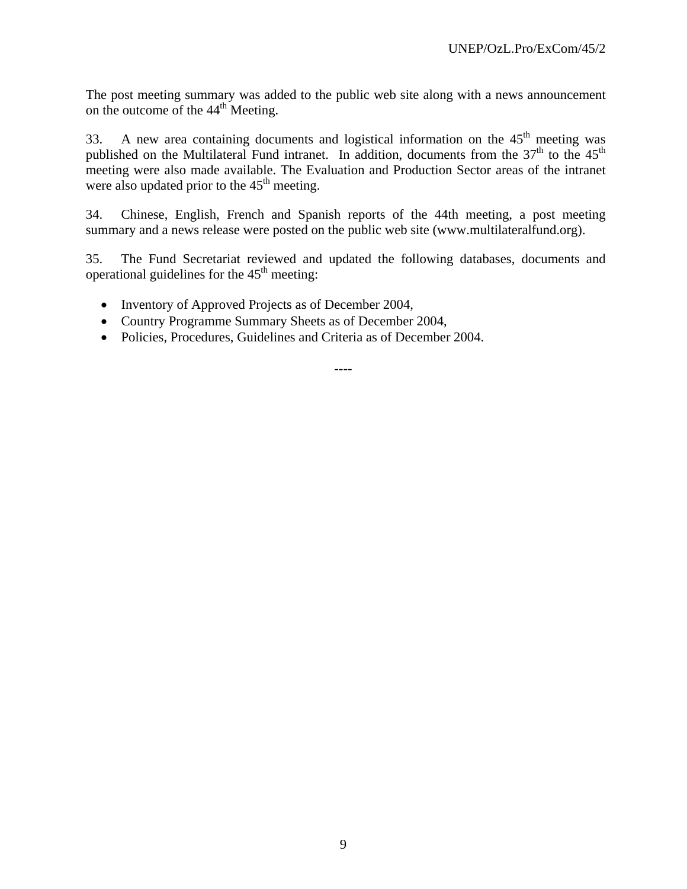The post meeting summary was added to the public web site along with a news announcement on the outcome of the 44th Meeting.

33. A new area containing documents and logistical information on the 45th meeting was published on the Multilateral Fund intranet. In addition, documents from the 37th to the 45th meeting were also made available. The Evaluation and Production Sector areas of the intranet were also updated prior to the 45th meeting.

34. Chinese, English, French and Spanish reports of the 44th meeting, a post meeting summary and a news release were posted on the public web site (www.multilateralfund.org).

35. The Fund Secretariat reviewed and updated the following databases, documents and operational guidelines for the 45th meeting:

- Inventory of Approved Projects as of December 2004,
- Country Programme Summary Sheets as of December 2004,
- Policies, Procedures, Guidelines and Criteria as of December 2004.

----